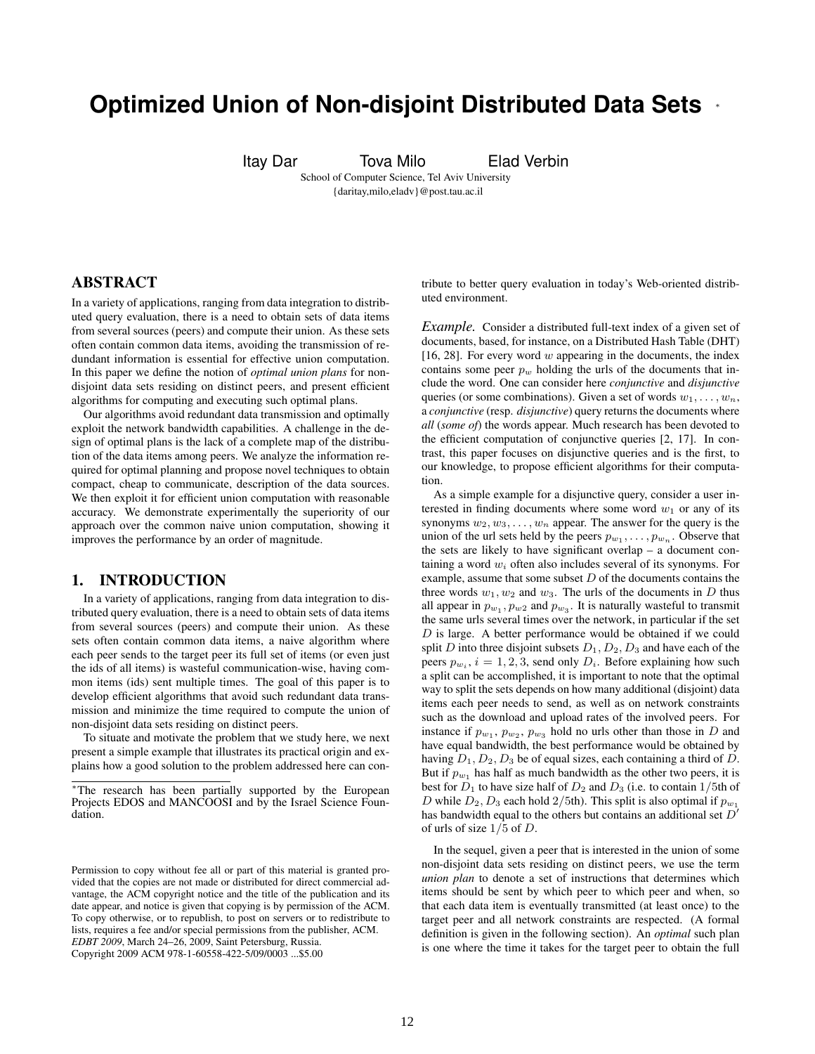# Optimized Union of Non-disjoint Distributed Data Sets *

Itay Dar Tova Milo Elad Verbin

School of Computer Science, Tel Aviv University

{daritay,milo,eladv}@post.tau.ac.il

## ABSTRACT

In a variety of applications, ranging from data integration to distributed query evaluation, there is a need to obtain sets of data items from several sources (peers) and compute their union. As these sets often contain common data items, avoiding the transmission of redundant information is essential for effective union computation. In this paper we define the notion of *optimal union plans* for non-disjoint data sets residing on distinct peers, and present efficient algorithms for computing and executing such optimal plans.

Our algorithms avoid redundant data transmission and optimally exploit the network bandwidth capabilities. A challenge in the design of optimal plans is the lack of a complete map of the distribution of the data items among peers. We analyze the information required for optimal planning and propose novel techniques to obtain compact, cheap to communicate, description of the data sources. We then exploit it for efficient union computation with reasonable accuracy. We demonstrate experimentally the superiority of our approach over the common naive union computation, showing it improves the performance by an order of magnitude.

## 1. INTRODUCTION

In a variety of applications, ranging from data integration to distributed query evaluation, there is a need to obtain sets of data items from several sources (peers) and compute their union. As these sets often contain common data items, a naive algorithm where each peer sends to the target peer its full set of items (or even just the ids of all items) is wasteful communication-wise, having common items (ids) sent multiple times. The goal of this paper is to develop efficient algorithms that avoid such redundant data transmission and minimize the time required to compute the union of non-disjoint data sets residing on distinct peers.

To situate and motivate the problem that we study here, we next present a simple example that illustrates its practical origin and explains how a good solution to the problem addressed here can contribute to better query evaluation in today's Web-oriented distributed environment.

*Example.* Consider a distributed full-text index of a given set of documents, based, for instance, on a Distributed Hash Table (DHT) [16, 28]. For every word $w$ appearing in the documents, the index contains some peer $p_w$ holding the urls of the documents that include the word. One can consider here *conjunctive* and *disjunctive* queries (or some combinations). Given a set of words $w_1, \ldots, w_n$, a *conjunctive* (resp. *disjunctive*) query returns the documents where *all* (*some of*) the words appear. Much research has been devoted to the efficient computation of conjunctive queries [2, 17]. In contrast, this paper focuses on disjunctive queries and is the first, to our knowledge, to propose efficient algorithms for their computation.

As a simple example for a disjunctive query, consider a user interested in finding documents where some word $w_1$ or any of its synonyms $w_2, w_3, \ldots, w_n$ appear. The answer for the query is the union of the url sets held by the peers $p_{w_1}, \ldots, p_{w_n}$. Observe that the sets are likely to have significant overlap – a document containing a word $w_i$ often also includes several of its synonyms. For example, assume that some subset $D$ of the documents contains the three words $w_1$, $w_2$ and $w_3$. The urls of the documents in $D$ thus all appear in $p_{w_1}, p_{w2}$ and $p_{w_3}$. It is naturally wasteful to transmit the same urls several times over the network, in particular if the set $D$ is large. A better performance would be obtained if we could split $D$ into three disjoint subsets $D_1, D_2, D_3$ and have each of the peers $p_{w_i}$, $i = 1, 2, 3$, send only $D_i$. Before explaining how such a split can be accomplished, it is important to note that the optimal way to split the sets depends on how many additional (disjoint) data items each peer needs to send, as well as on network constraints such as the download and upload rates of the involved peers. For instance if $p_{w_1}$, $p_{w_2}$, $p_{w_3}$ hold no urls other than those in $D$ and have equal bandwidth, the best performance would be obtained by having $D_1, D_2, D_3$ be of equal sizes, each containing a third of $D$. But if $p_{w_1}$ has half as much bandwidth as the other two peers, it is best for $D_1$ to have size half of $D_2$ and $D_3$ (i.e. to contain $1/5$th of $D$ while $D_2, D_3$ each hold $2/5$th). This split is also optimal if $p_{w_1}$ has bandwidth equal to the others but contains an additional set $D'$ of urls of size $1/5$ of $D$.

In the sequel, given a peer that is interested in the union of some non-disjoint data sets residing on distinct peers, we use the term *union plan* to denote a set of instructions that determines which items should be sent by which peer to which peer and when, so that each data item is eventually transmitted (at least once) to the target peer and all network constraints are respected. (A formal definition is given in the following section). An *optimal* such plan is one where the time it takes for the target peer to obtain the full

*The research has been partially supported by the European Projects EDOS and MANCOOSI and by the Israel Science Foundation.

Permission to copy without fee all or part of this material is granted provided that the copies are not made or distributed for direct commercial advantage, the ACM copyright notice and the title of the publication and its date appear, and notice is given that copying is by permission of the ACM. To copy otherwise, or to republish, to post on servers or to redistribute to lists, requires a fee and/or special permissions from the publisher, ACM.
*EDBT 2009*, March 24–26, 2009, Saint Petersburg, Russia.
Copyright 2009 ACM 978-1-60558-422-5/09/0003 ...$5.00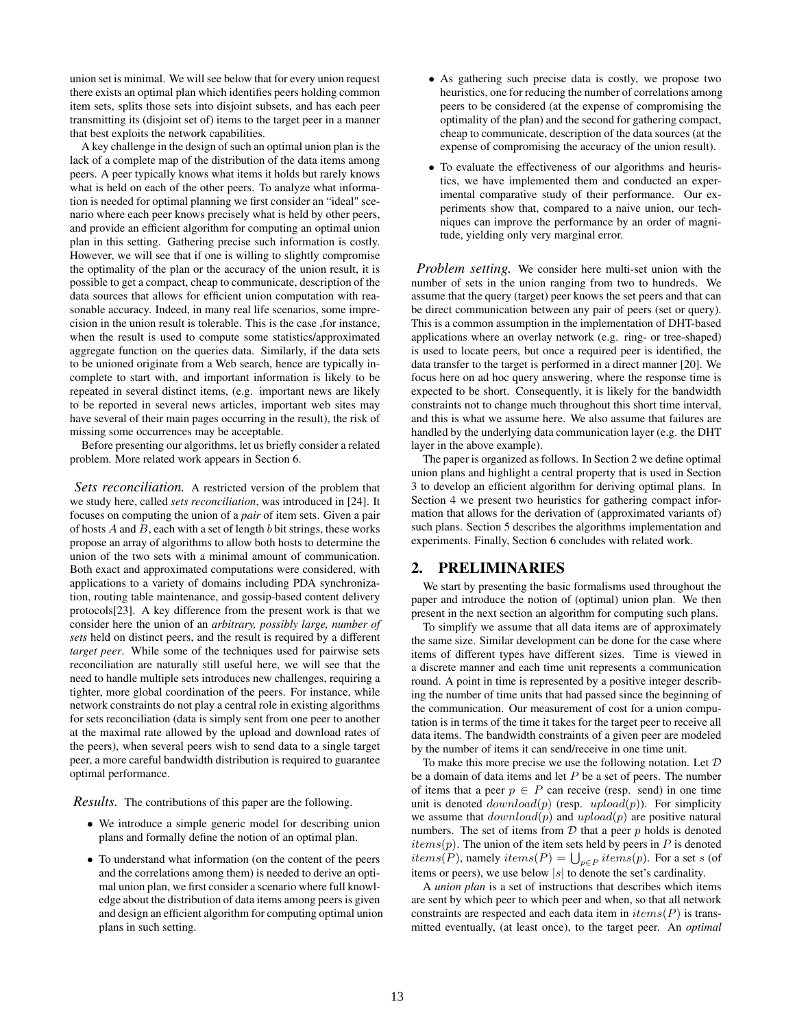union set is minimal. We will see below that for every union request there exists an optimal plan which identifies peers holding common item sets, splits those sets into disjoint subsets, and has each peer transmitting its (disjoint set of) items to the target peer in a manner that best exploits the network capabilities.

A key challenge in the design of such an optimal union plan is the lack of a complete map of the distribution of the data items among peers. A peer typically knows what items it holds but rarely knows what is held on each of the other peers. To analyze what information is needed for optimal planning we first consider an "ideal" scenario where each peer knows precisely what is held by other peers, and provide an efficient algorithm for computing an optimal union plan in this setting. Gathering precise such information is costly. However, we will see that if one is willing to slightly compromise the optimality of the plan or the accuracy of the union result, it is possible to get a compact, cheap to communicate, description of the data sources that allows for efficient union computation with reasonable accuracy. Indeed, in many real life scenarios, some imprecision in the union result is tolerable. This is the case ,for instance, when the result is used to compute some statistics/approximated aggregate function on the queries data. Similarly, if the data sets to be unioned originate from a Web search, hence are typically incomplete to start with, and important information is likely to be repeated in several distinct items, (e.g. important news are likely to be reported in several news articles, important web sites may have several of their main pages occurring in the result), the risk of missing some occurrences may be acceptable.

Before presenting our algorithms, let us briefly consider a related problem. More related work appears in Section 6.

*Sets reconciliation.* A restricted version of the problem that we study here, called *sets reconciliation*, was introduced in [24]. It focuses on computing the union of a *pair* of item sets. Given a pair of hosts $A$ and $B$, each with a set of length $b$ bit strings, these works propose an array of algorithms to allow both hosts to determine the union of the two sets with a minimal amount of communication. Both exact and approximated computations were considered, with applications to a variety of domains including PDA synchronization, routing table maintenance, and gossip-based content delivery protocols[23]. A key difference from the present work is that we consider here the union of an *arbitrary, possibly large, number of sets* held on distinct peers, and the result is required by a different *target peer*. While some of the techniques used for pairwise sets reconciliation are naturally still useful here, we will see that the need to handle multiple sets introduces new challenges, requiring a tighter, more global coordination of the peers. For instance, while network constraints do not play a central role in existing algorithms for sets reconciliation (data is simply sent from one peer to another at the maximal rate allowed by the upload and download rates of the peers), when several peers wish to send data to a single target peer, a more careful bandwidth distribution is required to guarantee optimal performance.

*Results.* The contributions of this paper are the following.

- We introduce a simple generic model for describing union plans and formally define the notion of an optimal plan.
- To understand what information (on the content of the peers and the correlations among them) is needed to derive an optimal union plan, we first consider a scenario where full knowledge about the distribution of data items among peers is given and design an efficient algorithm for computing optimal union plans in such setting.
- As gathering such precise data is costly, we propose two heuristics, one for reducing the number of correlations among peers to be considered (at the expense of compromising the optimality of the plan) and the second for gathering compact, cheap to communicate, description of the data sources (at the expense of compromising the accuracy of the union result).
- To evaluate the effectiveness of our algorithms and heuristics, we have implemented them and conducted an experimental comparative study of their performance. Our experiments show that, compared to a naive union, our techniques can improve the performance by an order of magnitude, yielding only very marginal error.

*Problem setting.* We consider here multi-set union with the number of sets in the union ranging from two to hundreds. We assume that the query (target) peer knows the set peers and that can be direct communication between any pair of peers (set or query). This is a common assumption in the implementation of DHT-based applications where an overlay network (e.g. ring- or tree-shaped) is used to locate peers, but once a required peer is identified, the data transfer to the target is performed in a direct manner [20]. We focus here on ad hoc query answering, where the response time is expected to be short. Consequently, it is likely for the bandwidth constraints not to change much throughout this short time interval, and this is what we assume here. We also assume that failures are handled by the underlying data communication layer (e.g. the DHT layer in the above example).

The paper is organized as follows. In Section 2 we define optimal union plans and highlight a central property that is used in Section 3 to develop an efficient algorithm for deriving optimal plans. In Section 4 we present two heuristics for gathering compact information that allows for the derivation of (approximated variants of) such plans. Section 5 describes the algorithms implementation and experiments. Finally, Section 6 concludes with related work.

## 2. PRELIMINARIES

We start by presenting the basic formalisms used throughout the paper and introduce the notion of (optimal) union plan. We then present in the next section an algorithm for computing such plans.

To simplify we assume that all data items are of approximately the same size. Similar development can be done for the case where items of different types have different sizes. Time is viewed in a discrete manner and each time unit represents a communication round. A point in time is represented by a positive integer describing the number of time units that had passed since the beginning of the communication. Our measurement of cost for a union computation is in terms of the time it takes for the target peer to receive all data items. The bandwidth constraints of a given peer are modeled by the number of items it can send/receive in one time unit.

To make this more precise we use the following notation. Let $\mathcal{D}$ be a domain of data items and let $P$ be a set of peers. The number of items that a peer $p \in P$ can receive (resp. send) in one time unit is denoted $download(p)$ (resp. $upload(p)$). For simplicity we assume that $download(p)$ and $upload(p)$ are positive natural numbers. The set of items from $\mathcal{D}$ that a peer $p$ holds is denoted $items(p)$. The union of the item sets held by peers in $P$ is denoted $items(P)$, namely $items(P) = \bigcup_{p \in P} items(p)$. For a set $s$ (of items or peers), we use below $|s|$ to denote the set's cardinality.

A *union plan* is a set of instructions that describes which items are sent by which peer to which peer and when, so that all network constraints are respected and each data item in $items(P)$ is transmitted eventually, (at least once), to the target peer. An *optimal*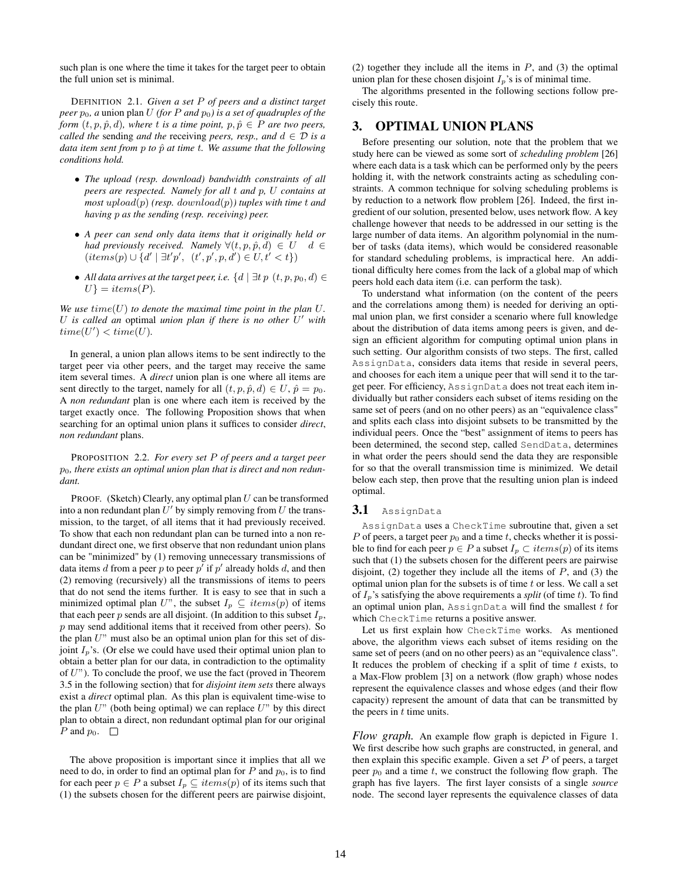such plan is one where the time it takes for the target peer to obtain the full union set is minimal.

DEFINITION 2.1. *Given a set $P$ of peers and a distinct target peer $p_0$, a* union plan *$U$ (for $P$ and $p_0$) is a set of quadruples of the form $(t, p, \hat{p}, d)$, where $t$ is a time point, $p, \hat{p} \in P$ are two peers, called the* sending *and the* receiving *peers, resp., and $d \in \mathcal{D}$ is a data item sent from $p$ to $\hat{p}$ at time $t$. We assume that the following conditions hold.*

- *The upload (resp. download) bandwidth constraints of all peers are respected. Namely for all $t$ and $p$, $U$ contains at most $upload(p)$ (resp. $download(p)$) tuples with time $t$ and having $p$ as the sending (resp. receiving) peer.*
- *A peer can send only data items that it originally held or had previously received. Namely $\forall(t, p, \hat{p}, d) \in U \quad d \in (items(p) \cup \{d' \mid \exists t' p', \ (t', p', p, d') \in U, t' < t\})$*
- *All data arrives at the target peer, i.e. $\{d \mid \exists t\, p\ (t, p, p_0, d) \in U\} = items(P)$.*

*We use $time(U)$ to denote the maximal time point in the plan $U$. $U$ is called an* optimal *union plan if there is no other $U'$ with $time(U') < time(U)$.*

In general, a union plan allows items to be sent indirectly to the target peer via other peers, and the target may receive the same item several times. A *direct* union plan is one where all items are sent directly to the target, namely for all $(t, p, \hat{p}, d) \in U$, $\hat{p} = p_0$. A *non redundant* plan is one where each item is received by the target exactly once. The following Proposition shows that when searching for an optimal union plans it suffices to consider *direct*, *non redundant* plans.

PROPOSITION 2.2. *For every set $P$ of peers and a target peer $p_0$, there exists an optimal union plan that is direct and non redundant.*

PROOF. (Sketch) Clearly, any optimal plan $U$ can be transformed into a non redundant plan $U'$ by simply removing from $U$ the transmission, to the target, of all items that it had previously received. To show that each non redundant plan can be turned into a non redundant direct one, we first observe that non redundant union plans can be "minimized" by (1) removing unnecessary transmissions of data items $d$ from a peer $p$ to peer $p'$ if $p'$ already holds $d$, and then (2) removing (recursively) all the transmissions of items to peers that do not send the items further. It is easy to see that in such a minimized optimal plan $U$", the subset $I_p \subseteq items(p)$ of items that each peer $p$ sends are all disjoint. (In addition to this subset $I_p$, $p$ may send additional items that it received from other peers). So the plan $U$" must also be an optimal union plan for this set of disjoint $I_p$'s. (Or else we could have used their optimal union plan to obtain a better plan for our data, in contradiction to the optimality of $U$"). To conclude the proof, we use the fact (proved in Theorem 3.5 in the following section) that for *disjoint item sets* there always exist a *direct* optimal plan. As this plan is equivalent time-wise to the plan $U$" (both being optimal) we can replace $U$" by this direct plan to obtain a direct, non redundant optimal plan for our original $P$ and $p_0$. □

The above proposition is important since it implies that all we need to do, in order to find an optimal plan for $P$ and $p_0$, is to find for each peer $p \in P$ a subset $I_p \subseteq items(p)$ of its items such that (1) the subsets chosen for the different peers are pairwise disjoint, (2) together they include all the items in $P$, and (3) the optimal union plan for these chosen disjoint $I_p$'s is of minimal time.

The algorithms presented in the following sections follow precisely this route.

## 3. OPTIMAL UNION PLANS

Before presenting our solution, note that the problem that we study here can be viewed as some sort of *scheduling problem* [26] where each data is a task which can be performed only by the peers holding it, with the network constraints acting as scheduling constraints. A common technique for solving scheduling problems is by reduction to a network flow problem [26]. Indeed, the first ingredient of our solution, presented below, uses network flow. A key challenge however that needs to be addressed in our setting is the large number of data items. An algorithm polynomial in the number of tasks (data items), which would be considered reasonable for standard scheduling problems, is impractical here. An additional difficulty here comes from the lack of a global map of which peers hold each data item (i.e. can perform the task).

To understand what information (on the content of the peers and the correlations among them) is needed for deriving an optimal union plan, we first consider a scenario where full knowledge about the distribution of data items among peers is given, and design an efficient algorithm for computing optimal union plans in such setting. Our algorithm consists of two steps. The first, called `AssignData`, considers data items that reside in several peers, and chooses for each item a unique peer that will send it to the target peer. For efficiency, `AssignData` does not treat each item individually but rather considers each subset of items residing on the same set of peers (and on no other peers) as an "equivalence class" and splits each class into disjoint subsets to be transmitted by the individual peers. Once the "best" assignment of items to peers has been determined, the second step, called `SendData`, determines in what order the peers should send the data they are responsible for so that the overall transmission time is minimized. We detail below each step, then prove that the resulting union plan is indeed optimal.

### 3.1 `AssignData`

`AssignData` uses a `CheckTime` subroutine that, given a set $P$ of peers, a target peer $p_0$ and a time $t$, checks whether it is possible to find for each peer $p \in P$ a subset $I_p \subset items(p)$ of its items such that (1) the subsets chosen for the different peers are pairwise disjoint, (2) together they include all the items of $P$, and (3) the optimal union plan for the subsets is of time $t$ or less. We call a set of $I_p$'s satisfying the above requirements a *split* (of time $t$). To find an optimal union plan, `AssignData` will find the smallest $t$ for which `CheckTime` returns a positive answer.

Let us first explain how `CheckTime` works. As mentioned above, the algorithm views each subset of items residing on the same set of peers (and on no other peers) as an "equivalence class". It reduces the problem of checking if a split of time $t$ exists, to a Max-Flow problem [3] on a network (flow graph) whose nodes represent the equivalence classes and whose edges (and their flow capacity) represent the amount of data that can be transmitted by the peers in $t$ time units.

*Flow graph.* An example flow graph is depicted in Figure 1. We first describe how such graphs are constructed, in general, and then explain this specific example. Given a set $P$ of peers, a target peer $p_0$ and a time $t$, we construct the following flow graph. The graph has five layers. The first layer consists of a single *source* node. The second layer represents the equivalence classes of data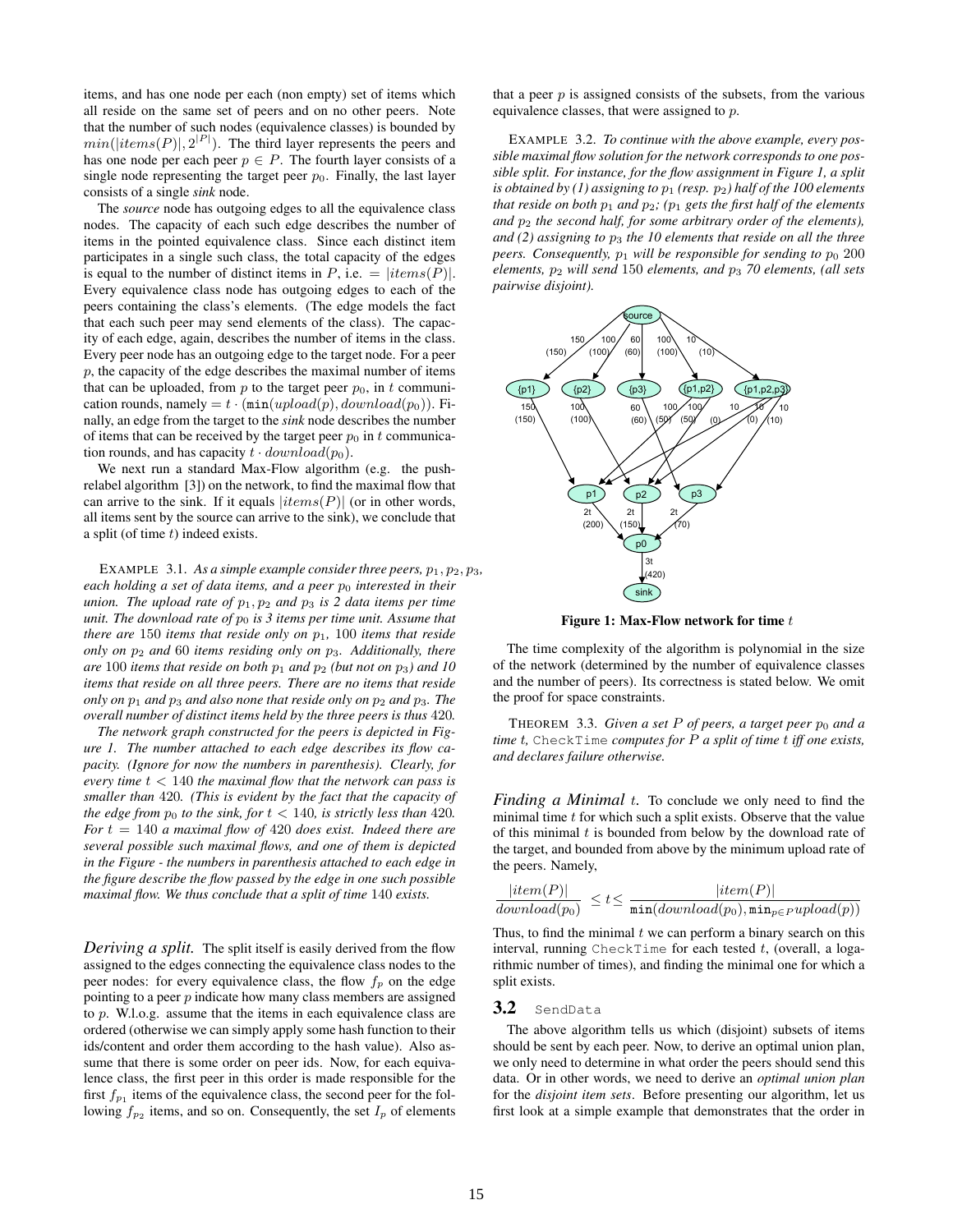items, and has one node per each (non empty) set of items which all reside on the same set of peers and on no other peers. Note that the number of such nodes (equivalence classes) is bounded by $min(|items(P)|, 2^{|P|})$. The third layer represents the peers and has one node per each peer $p \in P$. The fourth layer consists of a single node representing the target peer $p_0$. Finally, the last layer consists of a single *sink* node.

The *source* node has outgoing edges to all the equivalence class nodes. The capacity of each such edge describes the number of items in the pointed equivalence class. Since each distinct item participates in a single such class, the total capacity of the edges is equal to the number of distinct items in $P$, i.e. $= |items(P)|$. Every equivalence class node has outgoing edges to each of the peers containing the class's elements. (The edge models the fact that each such peer may send elements of the class). The capacity of each edge, again, describes the number of items in the class. Every peer node has an outgoing edge to the target node. For a peer $p$, the capacity of the edge describes the maximal number of items that can be uploaded, from $p$ to the target peer $p_0$, in $t$ communication rounds, namely $= t \cdot (\min(upload(p), download(p_0))$. Finally, an edge from the target to the *sink* node describes the number of items that can be received by the target peer $p_0$ in $t$ communication rounds, and has capacity $t \cdot download(p_0)$.

We next run a standard Max-Flow algorithm (e.g. the push-relabel algorithm [3]) on the network, to find the maximal flow that can arrive to the sink. If it equals $|items(P)|$ (or in other words, all items sent by the source can arrive to the sink), we conclude that a split (of time $t$) indeed exists.

EXAMPLE 3.1. *As a simple example consider three peers, $p_1, p_2, p_3$, each holding a set of data items, and a peer $p_0$ interested in their union. The upload rate of $p_1, p_2$ and $p_3$ is 2 data items per time unit. The download rate of $p_0$ is 3 items per time unit. Assume that there are 150 items that reside only on $p_1$, 100 items that reside only on $p_2$ and 60 items residing only on $p_3$. Additionally, there are 100 items that reside on both $p_1$ and $p_2$ (but not on $p_3$) and 10 items that reside on all three peers. There are no items that reside only on $p_1$ and $p_3$ and also none that reside only on $p_2$ and $p_3$. The overall number of distinct items held by the three peers is thus 420.*

*The network graph constructed for the peers is depicted in Figure 1. The number attached to each edge describes its flow capacity. (Ignore for now the numbers in parenthesis). Clearly, for every time $t < 140$ the maximal flow that the network can pass is smaller than 420. (This is evident by the fact that the capacity of the edge from $p_0$ to the sink, for $t < 140$, is strictly less than 420. For $t = 140$ a maximal flow of 420 does exist. Indeed there are several possible such maximal flows, and one of them is depicted in the Figure - the numbers in parenthesis attached to each edge in the figure describe the flow passed by the edge in one such possible maximal flow. We thus conclude that a split of time 140 exists.*

***Deriving a split.*** The split itself is easily derived from the flow assigned to the edges connecting the equivalence class nodes to the peer nodes: for every equivalence class, the flow $f_p$ on the edge pointing to a peer $p$ indicate how many class members are assigned to $p$. W.l.o.g. assume that the items in each equivalence class are ordered (otherwise we can simply apply some hash function to their ids/content and order them according to the hash value). Also assume that there is some order on peer ids. Now, for each equivalence class, the first peer in this order is made responsible for the first $f_{p_1}$ items of the equivalence class, the second peer for the following $f_{p_2}$ items, and so on. Consequently, the set $I_p$ of elements that a peer $p$ is assigned consists of the subsets, from the various equivalence classes, that were assigned to $p$.

EXAMPLE 3.2. *To continue with the above example, every possible maximal flow solution for the network corresponds to one possible split. For instance, for the flow assignment in Figure 1, a split is obtained by (1) assigning to $p_1$ (resp. $p_2$) half of the 100 elements that reside on both $p_1$ and $p_2$; ($p_1$ gets the first half of the elements and $p_2$ the second half, for some arbitrary order of the elements), and (2) assigning to $p_3$ the 10 elements that reside on all the three peers. Consequently, $p_1$ will be responsible for sending to $p_0$ 200 elements, $p_2$ will send 150 elements, and $p_3$ 70 elements, (all sets pairwise disjoint).*

**Figure 1: Max-Flow network for time $t$**

The time complexity of the algorithm is polynomial in the size of the network (determined by the number of equivalence classes and the number of peers). Its correctness is stated below. We omit the proof for space constraints.

THEOREM 3.3. *Given a set $P$ of peers, a target peer $p_0$ and a time $t$,* `CheckTime` *computes for $P$ a split of time $t$ iff one exists, and declares failure otherwise.*

***Finding a Minimal $t$.*** To conclude we only need to find the minimal time $t$ for which such a split exists. Observe that the value of this minimal $t$ is bounded from below by the download rate of the target, and bounded from above by the minimum upload rate of the peers. Namely,

$$\frac{|item(P)|}{download(p_0)} \leq t \leq \frac{|item(P)|}{\min(download(p_0), \min_{p \in P} upload(p))}$$

Thus, to find the minimal $t$ we can perform a binary search on this interval, running `CheckTime` for each tested $t$, (overall, a logarithmic number of times), and finding the minimal one for which a split exists.

## 3.2 `SendData`

The above algorithm tells us which (disjoint) subsets of items should be sent by each peer. Now, to derive an optimal union plan, we only need to determine in what order the peers should send this data. Or in other words, we need to derive an *optimal union plan* for the *disjoint item sets*. Before presenting our algorithm, let us first look at a simple example that demonstrates that the order in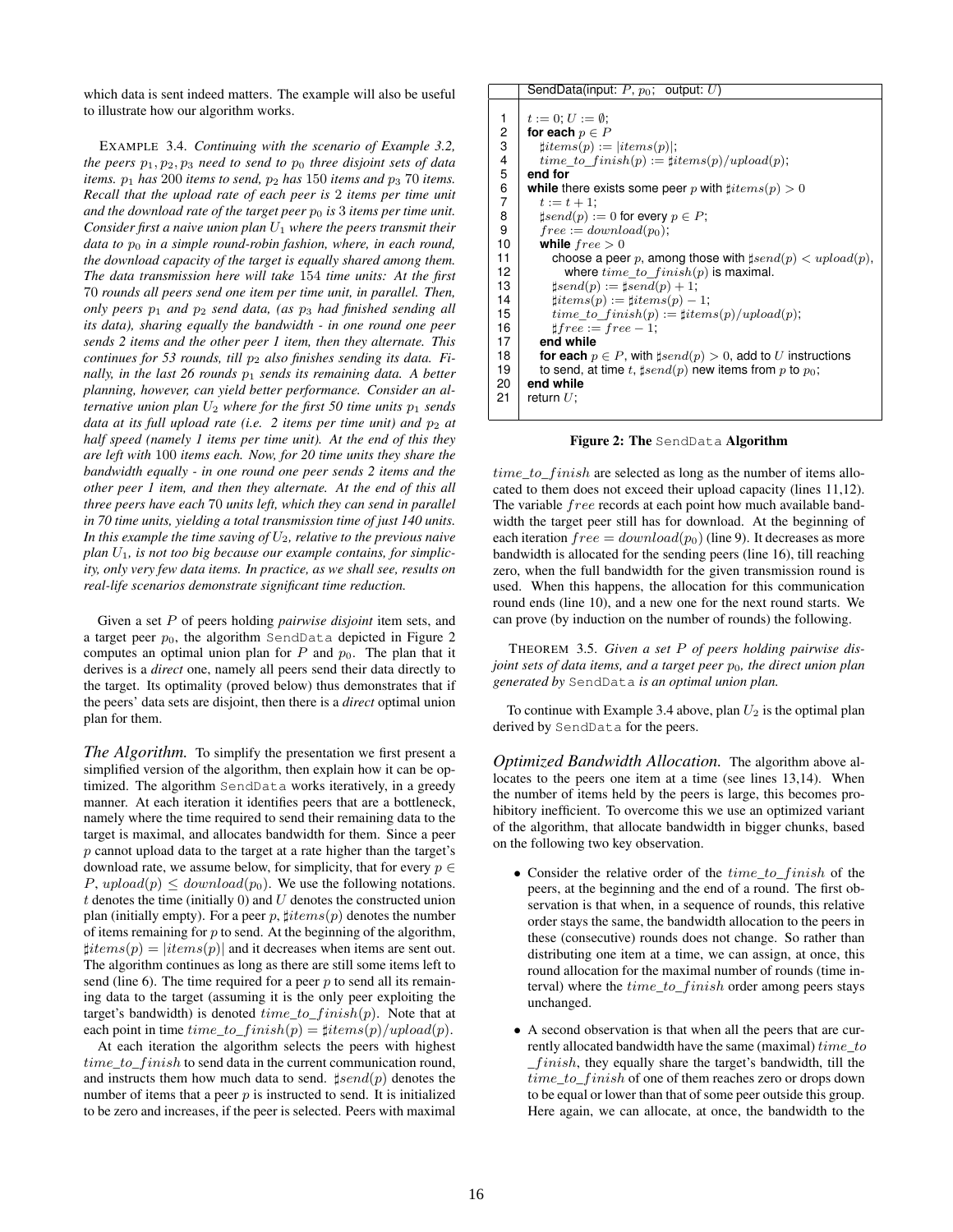which data is sent indeed matters. The example will also be useful to illustrate how our algorithm works.

EXAMPLE 3.4. *Continuing with the scenario of Example 3.2, the peers $p_1, p_2, p_3$ need to send to $p_0$ three disjoint sets of data items. $p_1$ has 200 items to send, $p_2$ has 150 items and $p_3$ 70 items. Recall that the upload rate of each peer is 2 items per time unit and the download rate of the target peer $p_0$ is 3 items per time unit. Consider first a naive union plan $U_1$ where the peers transmit their data to $p_0$ in a simple round-robin fashion, where, in each round, the download capacity of the target is equally shared among them. The data transmission here will take 154 time units: At the first 70 rounds all peers send one item per time unit, in parallel. Then, only peers $p_1$ and $p_2$ send data, (as $p_3$ had finished sending all its data), sharing equally the bandwidth - in one round one peer sends 2 items and the other peer 1 item, then they alternate. This continues for 53 rounds, till $p_2$ also finishes sending its data. Finally, in the last 26 rounds $p_1$ sends its remaining data. A better planning, however, can yield better performance. Consider an alternative union plan $U_2$ where for the first 50 time units $p_1$ sends data at its full upload rate (i.e. 2 items per time unit) and $p_2$ at half speed (namely 1 items per time unit). At the end of this they are left with 100 items each. Now, for 20 time units they share the bandwidth equally - in one round one peer sends 2 items and the other peer 1 item, and then they alternate. At the end of this all three peers have each 70 units left, which they can send in parallel in 70 time units, yielding a total transmission time of just 140 units. In this example the time saving of $U_2$, relative to the previous naive plan $U_1$, is not too big because our example contains, for simplicity, only very few data items. In practice, as we shall see, results on real-life scenarios demonstrate significant time reduction.*

Given a set $P$ of peers holding *pairwise disjoint* item sets, and a target peer $p_0$, the algorithm `SendData` depicted in Figure 2 computes an optimal union plan for $P$ and $p_0$. The plan that it derives is a *direct* one, namely all peers send their data directly to the target. Its optimality (proved below) thus demonstrates that if the peers' data sets are disjoint, then there is a *direct* optimal union plan for them.

***The Algorithm.*** To simplify the presentation we first present a simplified version of the algorithm, then explain how it can be optimized. The algorithm `SendData` works iteratively, in a greedy manner. At each iteration it identifies peers that are a bottleneck, namely where the time required to send their remaining data to the target is maximal, and allocates bandwidth for them. Since a peer $p$ cannot upload data to the target at a rate higher than the target's download rate, we assume below, for simplicity, that for every $p \in P$, $upload(p) \leq download(p_0)$. We use the following notations. $t$ denotes the time (initially 0) and $U$ denotes the constructed union plan (initially empty). For a peer $p$, $\sharp items(p)$ denotes the number of items remaining for $p$ to send. At the beginning of the algorithm, $\sharp items(p) = |items(p)|$ and it decreases when items are sent out. The algorithm continues as long as there are still some items left to send (line 6). The time required for a peer $p$ to send all its remaining data to the target (assuming it is the only peer exploiting the target's bandwidth) is denoted $time\_to\_finish(p)$. Note that at each point in time $time\_to\_finish(p) = \sharp items(p)/upload(p)$.

At each iteration the algorithm selects the peers with highest $time\_to\_finish$ to send data in the current communication round, and instructs them how much data to send. $\sharp send(p)$ denotes the number of items that a peer $p$ is instructed to send. It is initialized to be zero and increases, if the peer is selected. Peers with maximal $time\_to\_finish$ are selected as long as the number of items allocated to them does not exceed their upload capacity (lines 11,12). The variable $free$ records at each point how much available bandwidth the target peer still has for download. At the beginning of each iteration $free = download(p_0)$ (line 9). It decreases as more bandwidth is allocated for the sending peers (line 16), till reaching zero, when the full bandwidth for the given transmission round is used. When this happens, the allocation for this communication round ends (line 10), and a new one for the next round starts. We can prove (by induction on the number of rounds) the following.

```
    SendData(input: P, p0;  output: U)

1   t := 0; U := ∅;
2   for each p ∈ P
3       ♯items(p) := |items(p)|;
4       time_to_finish(p) := ♯items(p)/upload(p);
5   end for
6   while there exists some peer p with ♯items(p) > 0
7       t := t + 1;
8       ♯send(p) := 0 for every p ∈ P;
9       free := download(p0);
10      while free > 0
11         choose a peer p, among those with ♯send(p) < upload(p),
12            where time_to_finish(p) is maximal.
13         ♯send(p) := ♯send(p) + 1;
14         ♯items(p) := ♯items(p) − 1;
15         time_to_finish(p) := ♯items(p)/upload(p);
16         ♯free := free − 1;
17      end while
18      for each p ∈ P, with ♯send(p) > 0, add to U instructions
19      to send, at time t, ♯send(p) new items from p to p0;
20  end while
21  return U;
```

**Figure 2: The `SendData` Algorithm**

THEOREM 3.5. *Given a set $P$ of peers holding pairwise disjoint sets of data items, and a target peer $p_0$, the direct union plan generated by `SendData` is an optimal union plan.*

To continue with Example 3.4 above, plan $U_2$ is the optimal plan derived by `SendData` for the peers.

***Optimized Bandwidth Allocation.*** The algorithm above allocates to the peers one item at a time (see lines 13,14). When the number of items held by the peers is large, this becomes prohibitory inefficient. To overcome this we use an optimized variant of the algorithm, that allocate bandwidth in bigger chunks, based on the following two key observation.

- Consider the relative order of the $time\_to\_finish$ of the peers, at the beginning and the end of a round. The first observation is that when, in a sequence of rounds, this relative order stays the same, the bandwidth allocation to the peers in these (consecutive) rounds does not change. So rather than distributing one item at a time, we can assign, at once, this round allocation for the maximal number of rounds (time interval) where the $time\_to\_finish$ order among peers stays unchanged.
- A second observation is that when all the peers that are currently allocated bandwidth have the same (maximal) $time\_to\_finish$, they equally share the target's bandwidth, till the $time\_to\_finish$ of one of them reaches zero or drops down to be equal or lower than that of some peer outside this group. Here again, we can allocate, at once, the bandwidth to the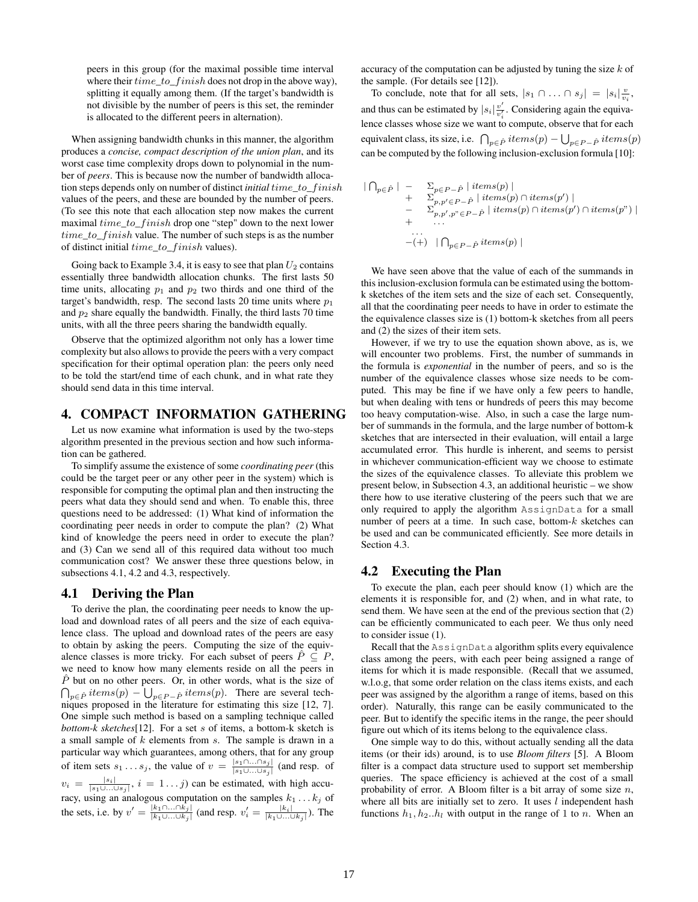peers in this group (for the maximal possible time interval where their $time\_to\_finish$ does not drop in the above way), splitting it equally among them. (If the target's bandwidth is not divisible by the number of peers is this set, the reminder is allocated to the different peers in alternation).

When assigning bandwidth chunks in this manner, the algorithm produces a *concise, compact description of the union plan*, and its worst case time complexity drops down to polynomial in the number of *peers*. This is because now the number of bandwidth allocation steps depends only on number of distinct *initial* $time\_to\_finish$ values of the peers, and these are bounded by the number of peers. (To see this note that each allocation step now makes the current maximal $time\_to\_finish$ drop one "step" down to the next lower $time\_to\_finish$ value. The number of such steps is as the number of distinct initial $time\_to\_finish$ values).

Going back to Example 3.4, it is easy to see that plan $U_2$ contains essentially three bandwidth allocation chunks. The first lasts 50 time units, allocating $p_1$ and $p_2$ two thirds and one third of the target's bandwidth, resp. The second lasts 20 time units where $p_1$ and $p_2$ share equally the bandwidth. Finally, the third lasts 70 time units, with all the three peers sharing the bandwidth equally.

Observe that the optimized algorithm not only has a lower time complexity but also allows to provide the peers with a very compact specification for their optimal operation plan: the peers only need to be told the start/end time of each chunk, and in what rate they should send data in this time interval.

## 4. COMPACT INFORMATION GATHERING

Let us now examine what information is used by the two-steps algorithm presented in the previous section and how such information can be gathered.

To simplify assume the existence of some *coordinating peer* (this could be the target peer or any other peer in the system) which is responsible for computing the optimal plan and then instructing the peers what data they should send and when. To enable this, three questions need to be addressed: (1) What kind of information the coordinating peer needs in order to compute the plan? (2) What kind of knowledge the peers need in order to execute the plan? and (3) Can we send all of this required data without too much communication cost? We answer these three questions below, in subsections 4.1, 4.2 and 4.3, respectively.

### 4.1 Deriving the Plan

To derive the plan, the coordinating peer needs to know the upload and download rates of all peers and the size of each equivalence class. The upload and download rates of the peers are easy to obtain by asking the peers. Computing the size of the equivalence classes is more tricky. For each subset of peers $\hat{P} \subseteq P$, we need to know how many elements reside on all the peers in $\hat{P}$ but on no other peers. Or, in other words, what is the size of $\bigcap_{p\in\hat{P}} items(p) - \bigcup_{p\in P-\hat{P}} items(p)$. There are several techniques proposed in the literature for estimating this size [12, 7]. One simple such method is based on a sampling technique called *bottom-k sketches*[12]. For a set $s$ of items, a bottom-k sketch is a small sample of $k$ elements from $s$. The sample is drawn in a particular way which guarantees, among others, that for any group of item sets $s_1 \ldots s_j$, the value of $v = \frac{|s_1\cap\ldots\cap s_j|}{|s_1\cup\ldots\cup s_j|}$ (and resp. of $v_i = \frac{|s_i|}{|s_1\cup\ldots\cup s_j|}$, $i = 1\ldots j$) can be estimated, with high accuracy, using an analogous computation on the samples $k_1 \ldots k_j$ of the sets, i.e. by $v' = \frac{|k_1\cap\ldots\cap k_j|}{|k_1\cup\ldots\cup k_j|}$ (and resp. $v'_i = \frac{|k_i|}{|k_1\cup\ldots\cup k_j|}$). The accuracy of the computation can be adjusted by tuning the size $k$ of the sample. (For details see [12]).

To conclude, note that for all sets, $|s_1 \cap \ldots \cap s_j| = |s_i|\frac{v}{v_i}$, and thus can be estimated by $|s_i|\frac{v'}{v'_i}$. Considering again the equivalence classes whose size we want to compute, observe that for each equivalent class, its size, i.e. $\bigcap_{p\in\hat{P}} items(p) - \bigcup_{p\in P-\hat{P}} items(p)$ can be computed by the following inclusion-exclusion formula [10]:

$$
\begin{aligned}
|\textstyle\bigcap_{p\in\hat{P}}| \;\; &- \;\; \Sigma_{p\in P-\hat{P}} \mid items(p) \mid \\
&+ \;\; \Sigma_{p,p'\in P-\hat{P}} \mid items(p)\cap items(p') \mid \\
&- \;\; \Sigma_{p,p',p''\in P-\hat{P}} \mid items(p)\cap items(p')\cap items(p'') \mid \\
&+ \;\; \ldots \\
&\ldots \\
&-(+) \;\; |\textstyle\bigcap_{p\in P-\hat{P}} items(p) \mid
\end{aligned}
$$

We have seen above that the value of each of the summands in this inclusion-exclusion formula can be estimated using the bottom-k sketches of the item sets and the size of each set. Consequently, all that the coordinating peer needs to have in order to estimate the the equivalence classes size is (1) bottom-k sketches from all peers and (2) the sizes of their item sets.

However, if we try to use the equation shown above, as is, we will encounter two problems. First, the number of summands in the formula is *exponential* in the number of peers, and so is the number of the equivalence classes whose size needs to be computed. This may be fine if we have only a few peers to handle, but when dealing with tens or hundreds of peers this may become too heavy computation-wise. Also, in such a case the large number of summands in the formula, and the large number of bottom-k sketches that are intersected in their evaluation, will entail a large accumulated error. This hurdle is inherent, and seems to persist in whichever communication-efficient way we choose to estimate the sizes of the equivalence classes. To alleviate this problem we present below, in Subsection 4.3, an additional heuristic – we show there how to use iterative clustering of the peers such that we are only required to apply the algorithm `AssignData` for a small number of peers at a time. In such case, bottom-$k$ sketches can be used and can be communicated efficiently. See more details in Section 4.3.

### 4.2 Executing the Plan

To execute the plan, each peer should know (1) which are the elements it is responsible for, and (2) when, and in what rate, to send them. We have seen at the end of the previous section that (2) can be efficiently communicated to each peer. We thus only need to consider issue (1).

Recall that the `AssignData` algorithm splits every equivalence class among the peers, with each peer being assigned a range of items for which it is made responsible. (Recall that we assumed, w.l.o.g, that some order relation on the class items exists, and each peer was assigned by the algorithm a range of items, based on this order). Naturally, this range can be easily communicated to the peer. But to identify the specific items in the range, the peer should figure out which of its items belong to the equivalence class.

One simple way to do this, without actually sending all the data items (or their ids) around, is to use *Bloom filters* [5]. A Bloom filter is a compact data structure used to support set membership queries. The space efficiency is achieved at the cost of a small probability of error. A Bloom filter is a bit array of some size $n$, where all bits are initially set to zero. It uses $l$ independent hash functions $h_1, h_2..h_l$ with output in the range of 1 to $n$. When an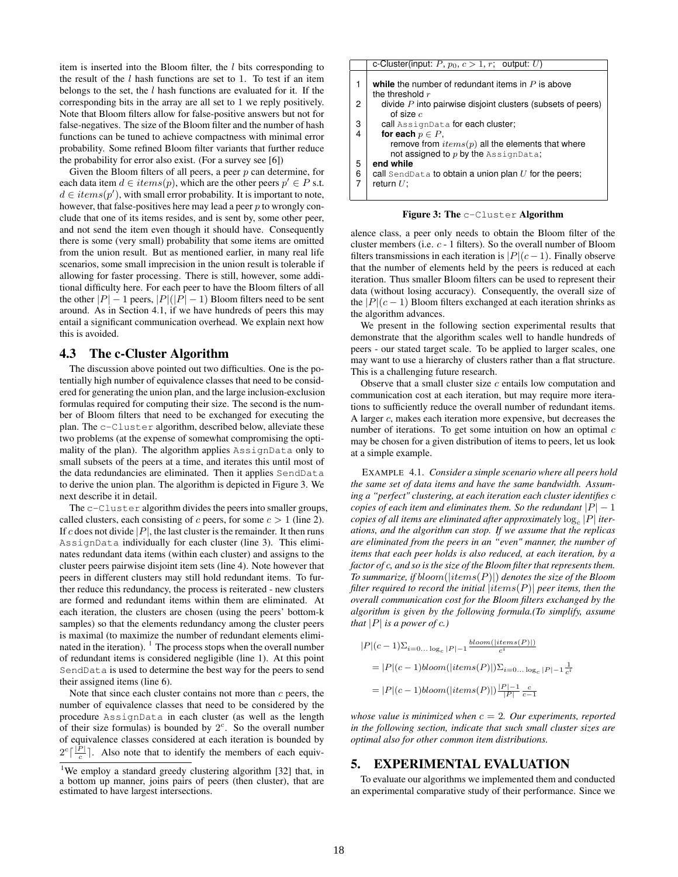item is inserted into the Bloom filter, the $l$ bits corresponding to the result of the $l$ hash functions are set to 1. To test if an item belongs to the set, the $l$ hash functions are evaluated for it. If the corresponding bits in the array are all set to 1 we reply positively. Note that Bloom filters allow for false-positive answers but not for false-negatives. The size of the Bloom filter and the number of hash functions can be tuned to achieve compactness with minimal error probability. Some refined Bloom filter variants that further reduce the probability for error also exist. (For a survey see [6])

Given the Bloom filters of all peers, a peer $p$ can determine, for each data item $d \in items(p)$, which are the other peers $p' \in P$ s.t. $d \in items(p')$, with small error probability. It is important to note, however, that false-positives here may lead a peer $p$ to wrongly conclude that one of its items resides, and is sent by, some other peer, and not send the item even though it should have. Consequently there is some (very small) probability that some items are omitted from the union result. But as mentioned earlier, in many real life scenarios, some small imprecision in the union result is tolerable if allowing for faster processing. There is still, however, some additional difficulty here. For each peer to have the Bloom filters of all the other $|P| - 1$ peers, $|P|(|P| - 1)$ Bloom filters need to be sent around. As in Section 4.1, if we have hundreds of peers this may entail a significant communication overhead. We explain next how this is avoided.

## 4.3 The c-Cluster Algorithm

The discussion above pointed out two difficulties. One is the potentially high number of equivalence classes that need to be considered for generating the union plan, and the large inclusion-exclusion formulas required for computing their size. The second is the number of Bloom filters that need to be exchanged for executing the plan. The `c-Cluster` algorithm, described below, alleviate these two problems (at the expense of somewhat compromising the optimality of the plan). The algorithm applies `AssignData` only to small subsets of the peers at a time, and iterates this until most of the data redundancies are eliminated. Then it applies `SendData` to derive the union plan. The algorithm is depicted in Figure 3. We next describe it in detail.

The `c-Cluster` algorithm divides the peers into smaller groups, called clusters, each consisting of $c$ peers, for some $c > 1$ (line 2). If $c$ does not divide $|P|$, the last cluster is the remainder. It then runs `AssignData` individually for each cluster (line 3). This eliminates redundant data items (within each cluster) and assigns to the cluster peers pairwise disjoint item sets (line 4). Note however that peers in different clusters may still hold redundant items. To further reduce this redundancy, the process is reiterated - new clusters are formed and redundant items within them are eliminated. At each iteration, the clusters are chosen (using the peers' bottom-k samples) so that the elements redundancy among the cluster peers is maximal (to maximize the number of redundant elements eliminated in the iteration).[1] The process stops when the overall number of redundant items is considered negligible (line 1). At this point `SendData` is used to determine the best way for the peers to send their assigned items (line 6).

Note that since each cluster contains not more than $c$ peers, the number of equivalence classes that need to be considered by the procedure `AssignData` in each cluster (as well as the length of their size formulas) is bounded by $2^c$. So the overall number of equivalence classes considered at each iteration is bounded by $2^c\lceil\frac{|P|}{c}\rceil$. Also note that to identify the members of each equivalence class, a peer only needs to obtain the Bloom filter of the cluster members (i.e. $c$ - 1 filters). So the overall number of Bloom filters transmissions in each iteration is $|P|(c-1)$. Finally observe that the number of elements held by the peers is reduced at each iteration. Thus smaller Bloom filters can be used to represent their data (without losing accuracy). Consequently, the overall size of the $|P|(c-1)$ Bloom filters exchanged at each iteration shrinks as the algorithm advances.

[1] We employ a standard greedy clustering algorithm [32] that, in a bottom up manner, joins pairs of peers (then cluster), that are estimated to have largest intersections.

| | c-Cluster(input: $P$, $p_0$, $c > 1$, $r$; output: $U$) |
|---|---|
| 1 | **while** the number of redundant items in $P$ is above the threshold $r$ |
| 2 | divide $P$ into pairwise disjoint clusters (subsets of peers) of size $c$ |
| 3 | call `AssignData` for each cluster; |
| 4 | **for each** $p \in P$, remove from $items(p)$ all the elements that where not assigned to $p$ by the `AssignData`; |
| 5 | **end while** |
| 6 | call `SendData` to obtain a union plan $U$ for the peers; |
| 7 | return $U$; |

**Figure 3: The `c-Cluster` Algorithm**

We present in the following section experimental results that demonstrate that the algorithm scales well to handle hundreds of peers - our stated target scale. To be applied to larger scales, one may want to use a hierarchy of clusters rather than a flat structure. This is a challenging future research.

Observe that a small cluster size $c$ entails low computation and communication cost at each iteration, but may require more iterations to sufficiently reduce the overall number of redundant items. A larger $c$, makes each iteration more expensive, but decreases the number of iterations. To get some intuition on how an optimal $c$ may be chosen for a given distribution of items to peers, let us look at a simple example.

EXAMPLE 4.1. *Consider a simple scenario where all peers hold the same set of data items and have the same bandwidth. Assuming a "perfect" clustering, at each iteration each cluster identifies $c$ copies of each item and eliminates them. So the redundant $|P| - 1$ copies of all items are eliminated after approximately $\log_c |P|$ iterations, and the algorithm can stop. If we assume that the replicas are eliminated from the peers in an "even" manner, the number of items that each peer holds is also reduced, at each iteration, by a factor of c, and so is the size of the Bloom filter that represents them. To summarize, if $bloom(|items(P)|)$ denotes the size of the Bloom filter required to record the initial $|items(P)|$ peer items, then the overall communication cost for the Bloom filters exchanged by the algorithm is given by the following formula.(To simplify, assume that $|P|$ is a power of c.)*

$$|P|(c-1)\Sigma_{i=0\ldots\log_c|P|-1}\frac{bloom(|items(P)|)}{c^i}$$

$$= |P|(c-1)bloom(|items(P)|)\Sigma_{i=0\ldots\log_c|P|-1}\frac{1}{c^i}$$

$$= |P|(c-1)bloom(|items(P)|)\frac{|P|-1}{|P|}\frac{c}{c-1}$$

*whose value is minimized when $c = 2$. Our experiments, reported in the following section, indicate that such small cluster sizes are optimal also for other common item distributions.*

# 5. EXPERIMENTAL EVALUATION

To evaluate our algorithms we implemented them and conducted an experimental comparative study of their performance. Since we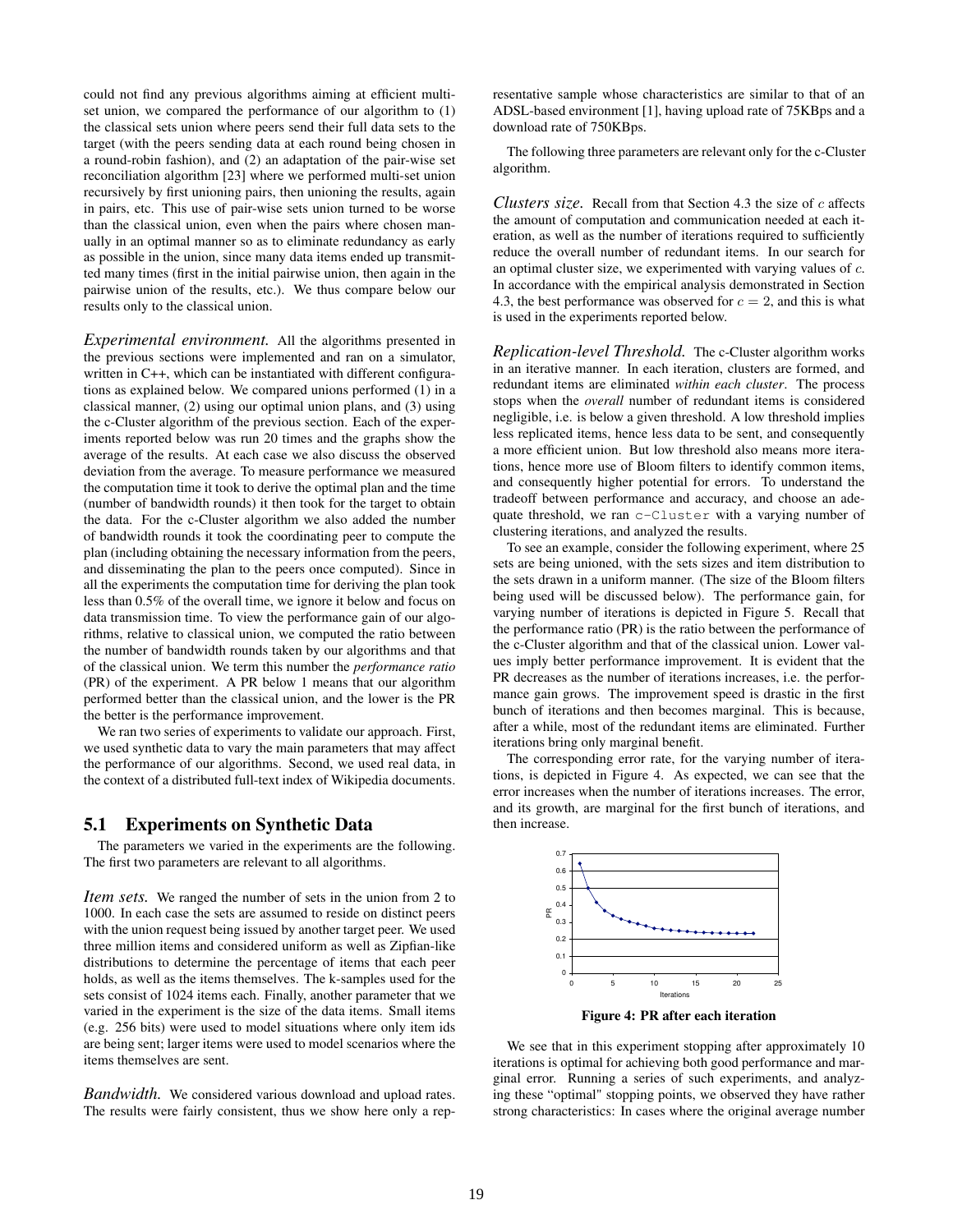could not find any previous algorithms aiming at efficient multi-set union, we compared the performance of our algorithm to (1) the classical sets union where peers send their full data sets to the target (with the peers sending data at each round being chosen in a round-robin fashion), and (2) an adaptation of the pair-wise set reconciliation algorithm [23] where we performed multi-set union recursively by first unioning pairs, then unioning the results, again in pairs, etc. This use of pair-wise sets union turned to be worse than the classical union, even when the pairs where chosen manually in an optimal manner so as to eliminate redundancy as early as possible in the union, since many data items ended up transmitted many times (first in the initial pairwise union, then again in the pairwise union of the results, etc.). We thus compare below our results only to the classical union.

*Experimental environment.* All the algorithms presented in the previous sections were implemented and ran on a simulator, written in C++, which can be instantiated with different configurations as explained below. We compared unions performed (1) in a classical manner, (2) using our optimal union plans, and (3) using the c-Cluster algorithm of the previous section. Each of the experiments reported below was run 20 times and the graphs show the average of the results. At each case we also discuss the observed deviation from the average. To measure performance we measured the computation time it took to derive the optimal plan and the time (number of bandwidth rounds) it then took for the target to obtain the data. For the c-Cluster algorithm we also added the number of bandwidth rounds it took the coordinating peer to compute the plan (including obtaining the necessary information from the peers, and disseminating the plan to the peers once computed). Since in all the experiments the computation time for deriving the plan took less than 0.5% of the overall time, we ignore it below and focus on data transmission time. To view the performance gain of our algorithms, relative to classical union, we computed the ratio between the number of bandwidth rounds taken by our algorithms and that of the classical union. We term this number the *performance ratio* (PR) of the experiment. A PR below 1 means that our algorithm performed better than the classical union, and the lower is the PR the better is the performance improvement.

We ran two series of experiments to validate our approach. First, we used synthetic data to vary the main parameters that may affect the performance of our algorithms. Second, we used real data, in the context of a distributed full-text index of Wikipedia documents.

## 5.1 Experiments on Synthetic Data

The parameters we varied in the experiments are the following. The first two parameters are relevant to all algorithms.

*Item sets.* We ranged the number of sets in the union from 2 to 1000. In each case the sets are assumed to reside on distinct peers with the union request being issued by another target peer. We used three million items and considered uniform as well as Zipfian-like distributions to determine the percentage of items that each peer holds, as well as the items themselves. The k-samples used for the sets consist of 1024 items each. Finally, another parameter that we varied in the experiment is the size of the data items. Small items (e.g. 256 bits) were used to model situations where only item ids are being sent; larger items were used to model scenarios where the items themselves are sent.

*Bandwidth.* We considered various download and upload rates. The results were fairly consistent, thus we show here only a representative sample whose characteristics are similar to that of an ADSL-based environment [1], having upload rate of 75KBps and a download rate of 750KBps.

The following three parameters are relevant only for the c-Cluster algorithm.

*Clusters size.* Recall from that Section 4.3 the size of $c$ affects the amount of computation and communication needed at each iteration, as well as the number of iterations required to sufficiently reduce the overall number of redundant items. In our search for an optimal cluster size, we experimented with varying values of $c$. In accordance with the empirical analysis demonstrated in Section 4.3, the best performance was observed for $c = 2$, and this is what is used in the experiments reported below.

*Replication-level Threshold.* The c-Cluster algorithm works in an iterative manner. In each iteration, clusters are formed, and redundant items are eliminated *within each cluster*. The process stops when the *overall* number of redundant items is considered negligible, i.e. is below a given threshold. A low threshold implies less replicated items, hence less data to be sent, and consequently a more efficient union. But low threshold also means more iterations, hence more use of Bloom filters to identify common items, and consequently higher potential for errors. To understand the tradeoff between performance and accuracy, and choose an adequate threshold, we ran `c-Cluster` with a varying number of clustering iterations, and analyzed the results.

To see an example, consider the following experiment, where 25 sets are being unioned, with the sets sizes and item distribution to the sets drawn in a uniform manner. (The size of the Bloom filters being used will be discussed below). The performance gain, for varying number of iterations is depicted in Figure 5. Recall that the performance ratio (PR) is the ratio between the performance of the c-Cluster algorithm and that of the classical union. Lower values imply better performance improvement. It is evident that the PR decreases as the number of iterations increases, i.e. the performance gain grows. The improvement speed is drastic in the first bunch of iterations and then becomes marginal. This is because, after a while, most of the redundant items are eliminated. Further iterations bring only marginal benefit.

The corresponding error rate, for the varying number of iterations, is depicted in Figure 4. As expected, we can see that the error increases when the number of iterations increases. The error, and its growth, are marginal for the first bunch of iterations, and then increase.

**Figure 4: PR after each iteration**

We see that in this experiment stopping after approximately 10 iterations is optimal for achieving both good performance and marginal error. Running a series of such experiments, and analyzing these "optimal" stopping points, we observed they have rather strong characteristics: In cases where the original average number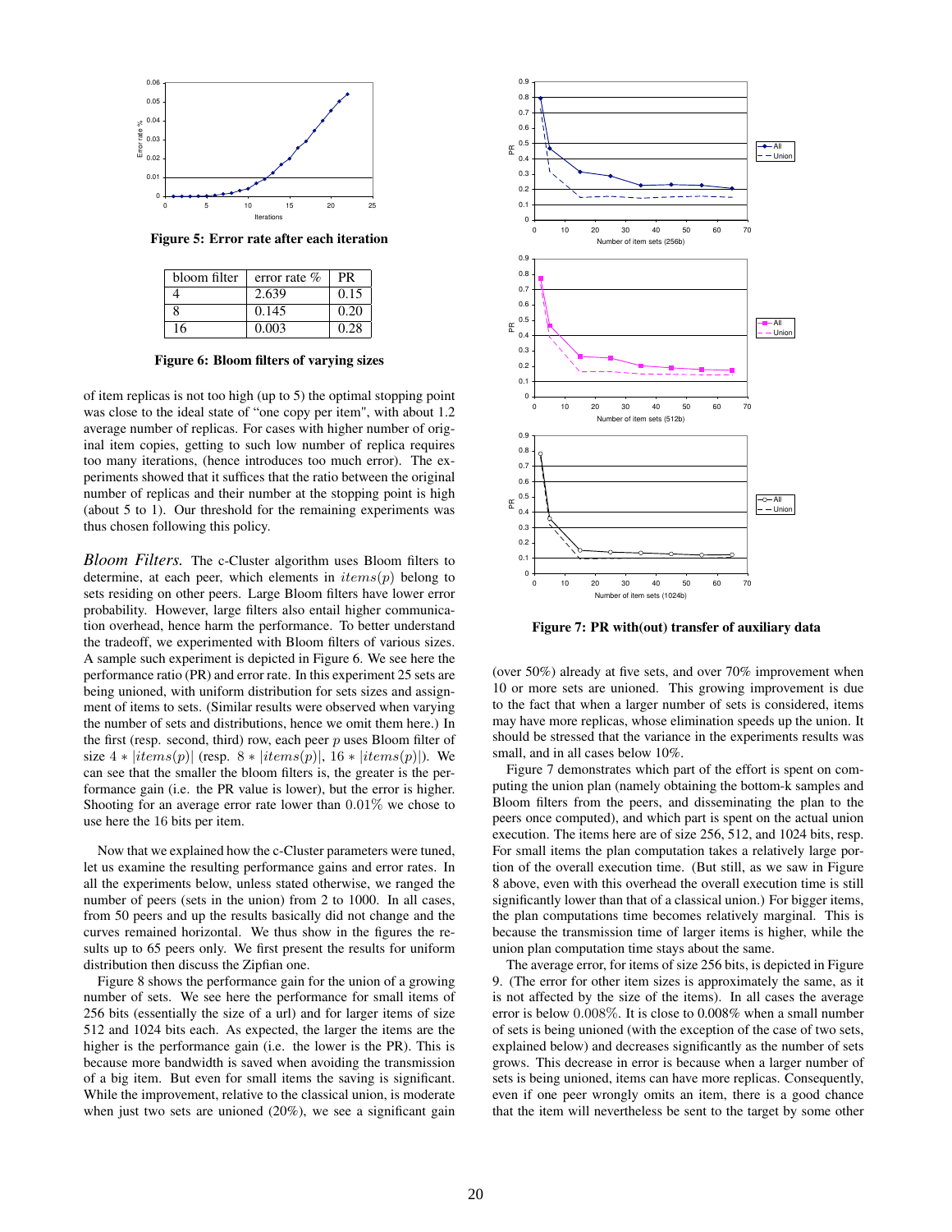Figure 5: Error rate after each iteration

| bloom filter | error rate % | PR |
|---|---|---|
| 4 | 2.639 | 0.15 |
| 8 | 0.145 | 0.20 |
| 16 | 0.003 | 0.28 |

Figure 6: Bloom filters of varying sizes

of item replicas is not too high (up to 5) the optimal stopping point was close to the ideal state of "one copy per item", with about 1.2 average number of replicas. For cases with higher number of original item copies, getting to such low number of replica requires too many iterations, (hence introduces too much error). The experiments showed that it suffices that the ratio between the original number of replicas and their number at the stopping point is high (about 5 to 1). Our threshold for the remaining experiments was thus chosen following this policy.

*Bloom Filters.* The c-Cluster algorithm uses Bloom filters to determine, at each peer, which elements in $items(p)$ belong to sets residing on other peers. Large Bloom filters have lower error probability. However, large filters also entail higher communication overhead, hence harm the performance. To better understand the tradeoff, we experimented with Bloom filters of various sizes. A sample such experiment is depicted in Figure 6. We see here the performance ratio (PR) and error rate. In this experiment 25 sets are being unioned, with uniform distribution for sets sizes and assignment of items to sets. (Similar results were observed when varying the number of sets and distributions, hence we omit them here.) In the first (resp. second, third) row, each peer $p$ uses Bloom filter of size $4 * |items(p)|$ (resp. $8 * |items(p)|$, $16 * |items(p)|$). We can see that the smaller the bloom filters is, the greater is the performance gain (i.e. the PR value is lower), but the error is higher. Shooting for an average error rate lower than $0.01\%$ we chose to use here the 16 bits per item.

Now that we explained how the c-Cluster parameters were tuned, let us examine the resulting performance gains and error rates. In all the experiments below, unless stated otherwise, we ranged the number of peers (sets in the union) from 2 to 1000. In all cases, from 50 peers and up the results basically did not change and the curves remained horizontal. We thus show in the figures the results up to 65 peers only. We first present the results for uniform distribution then discuss the Zipfian one.

Figure 8 shows the performance gain for the union of a growing number of sets. We see here the performance for small items of 256 bits (essentially the size of a url) and for larger items of size 512 and 1024 bits each. As expected, the larger the items are the higher is the performance gain (i.e. the lower is the PR). This is because more bandwidth is saved when avoiding the transmission of a big item. But even for small items the saving is significant. While the improvement, relative to the classical union, is moderate when just two sets are unioned (20%), we see a significant gain (over 50%) already at five sets, and over 70% improvement when 10 or more sets are unioned. This growing improvement is due to the fact that when a larger number of sets is considered, items may have more replicas, whose elimination speeds up the union. It should be stressed that the variance in the experiments results was small, and in all cases below 10%.

Figure 7: PR with(out) transfer of auxiliary data

Figure 7 demonstrates which part of the effort is spent on computing the union plan (namely obtaining the bottom-k samples and Bloom filters from the peers, and disseminating the plan to the peers once computed), and which part is spent on the actual union execution. The items here are of size 256, 512, and 1024 bits, resp. For small items the plan computation takes a relatively large portion of the overall execution time. (But still, as we saw in Figure 8 above, even with this overhead the overall execution time is still significantly lower than that of a classical union.) For bigger items, the plan computations time becomes relatively marginal. This is because the transmission time of larger items is higher, while the union plan computation time stays about the same.

The average error, for items of size 256 bits, is depicted in Figure 9. (The error for other item sizes is approximately the same, as it is not affected by the size of the items). In all cases the average error is below $0.008\%$. It is close to $0.008\%$ when a small number of sets is being unioned (with the exception of the case of two sets, explained below) and decreases significantly as the number of sets grows. This decrease in error is because when a larger number of sets is being unioned, items can have more replicas. Consequently, even if one peer wrongly omits an item, there is a good chance that the item will nevertheless be sent to the target by some other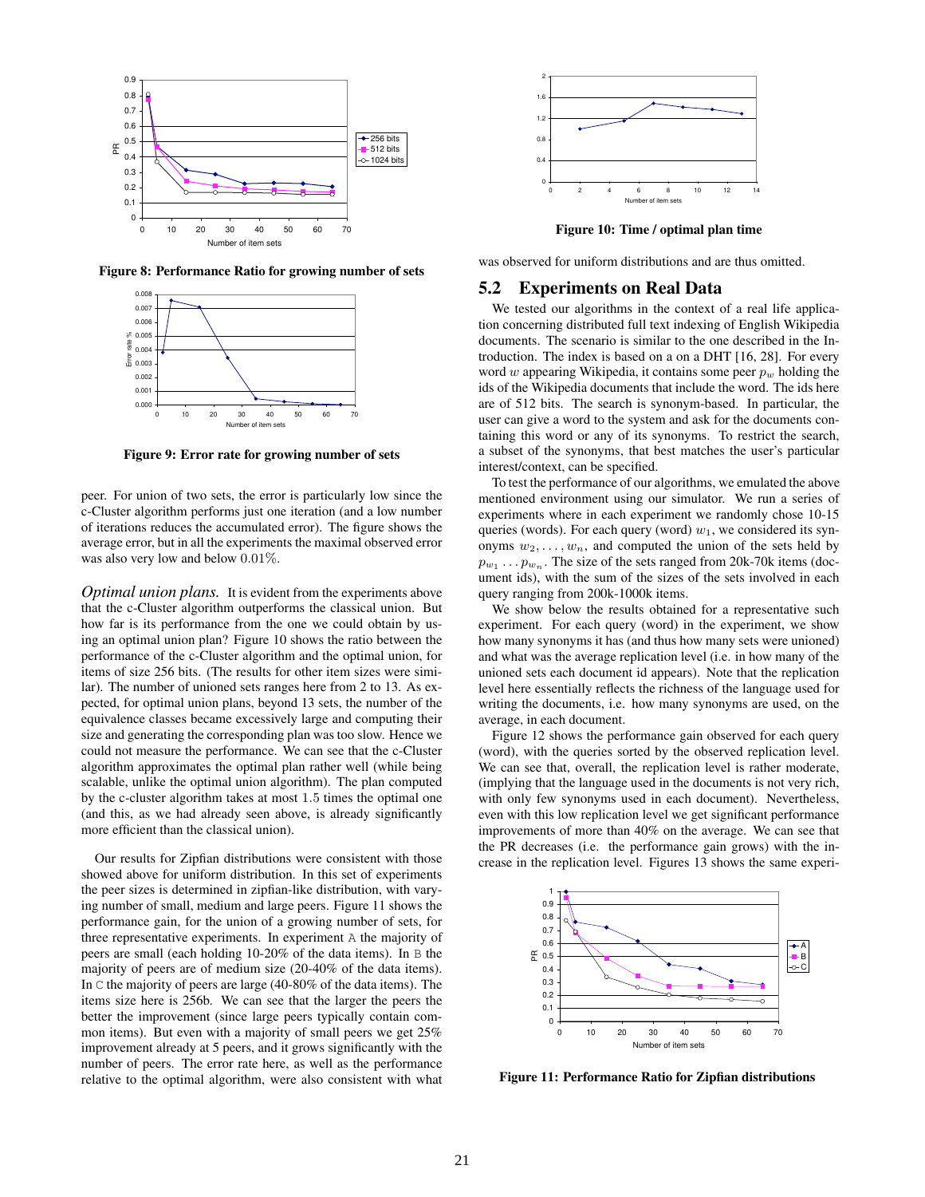Figure 8: Performance Ratio for growing number of sets

Figure 9: Error rate for growing number of sets

peer. For union of two sets, the error is particularly low since the c-Cluster algorithm performs just one iteration (and a low number of iterations reduces the accumulated error). The figure shows the average error, but in all the experiments the maximal observed error was also very low and below 0.01%.

*Optimal union plans.* It is evident from the experiments above that the c-Cluster algorithm outperforms the classical union. But how far is its performance from the one we could obtain by using an optimal union plan? Figure 10 shows the ratio between the performance of the c-Cluster algorithm and the optimal union, for items of size 256 bits. (The results for other item sizes were similar). The number of unioned sets ranges here from 2 to 13. As expected, for optimal union plans, beyond 13 sets, the number of the equivalence classes became excessively large and computing their size and generating the corresponding plan was too slow. Hence we could not measure the performance. We can see that the c-Cluster algorithm approximates the optimal plan rather well (while being scalable, unlike the optimal union algorithm). The plan computed by the c-cluster algorithm takes at most 1.5 times the optimal one (and this, as we had already seen above, is already significantly more efficient than the classical union).

Our results for Zipfian distributions were consistent with those showed above for uniform distribution. In this set of experiments the peer sizes is determined in zipfian-like distribution, with varying number of small, medium and large peers. Figure 11 shows the performance gain, for the union of a growing number of sets, for three representative experiments. In experiment A the majority of peers are small (each holding 10-20% of the data items). In B the majority of peers are of medium size (20-40% of the data items). In C the majority of peers are large (40-80% of the data items). The items size here is 256b. We can see that the larger the peers the better the improvement (since large peers typically contain common items). But even with a majority of small peers we get 25% improvement already at 5 peers, and it grows significantly with the number of peers. The error rate here, as well as the performance relative to the optimal algorithm, were also consistent with what was observed for uniform distributions and are thus omitted.

Figure 10: Time / optimal plan time

## 5.2 Experiments on Real Data

We tested our algorithms in the context of a real life application concerning distributed full text indexing of English Wikipedia documents. The scenario is similar to the one described in the Introduction. The index is based on a on a DHT [16, 28]. For every word $w$ appearing Wikipedia, it contains some peer $p_w$ holding the ids of the Wikipedia documents that include the word. The ids here are of 512 bits. The search is synonym-based. In particular, the user can give a word to the system and ask for the documents containing this word or any of its synonyms. To restrict the search, a subset of the synonyms, that best matches the user's particular interest/context, can be specified.

To test the performance of our algorithms, we emulated the above mentioned environment using our simulator. We run a series of experiments where in each experiment we randomly chose 10-15 queries (words). For each query (word) $w_1$, we considered its synonyms $w_2, \ldots, w_n$, and computed the union of the sets held by $p_{w_1} \ldots p_{w_n}$. The size of the sets ranged from 20k-70k items (document ids), with the sum of the sizes of the sets involved in each query ranging from 200k-1000k items.

We show below the results obtained for a representative such experiment. For each query (word) in the experiment, we show how many synonyms it has (and thus how many sets were unioned) and what was the average replication level (i.e. in how many of the unioned sets each document id appears). Note that the replication level here essentially reflects the richness of the language used for writing the documents, i.e. how many synonyms are used, on the average, in each document.

Figure 12 shows the performance gain observed for each query (word), with the queries sorted by the observed replication level. We can see that, overall, the replication level is rather moderate, (implying that the language used in the documents is not very rich, with only few synonyms used in each document). Nevertheless, even with this low replication level we get significant performance improvements of more than 40% on the average. We can see that the PR decreases (i.e. the performance gain grows) with the increase in the replication level. Figures 13 shows the same experi-

Figure 11: Performance Ratio for Zipfian distributions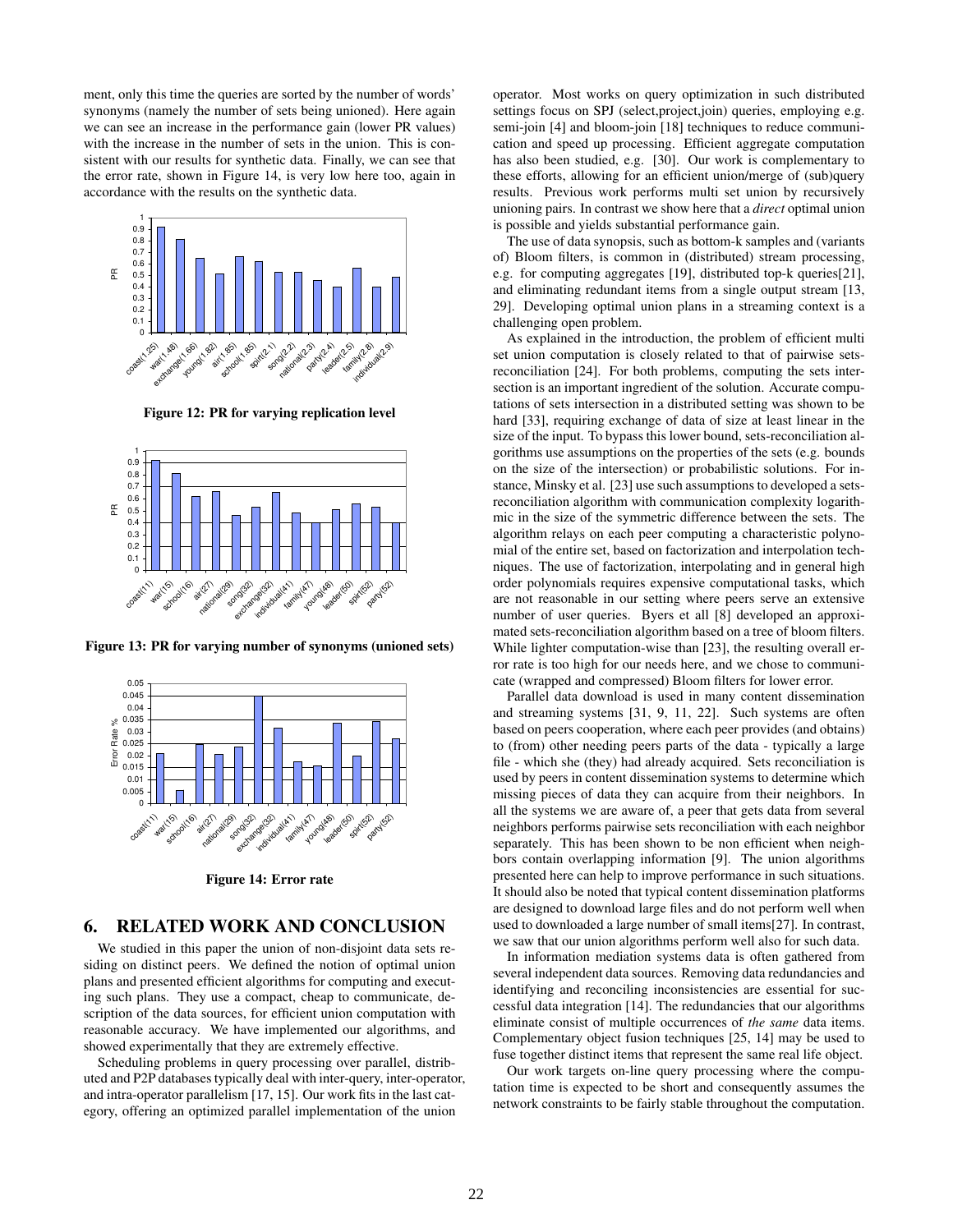ment, only this time the queries are sorted by the number of words' synonyms (namely the number of sets being unioned). Here again we can see an increase in the performance gain (lower PR values) with the increase in the number of sets in the union. This is consistent with our results for synthetic data. Finally, we can see that the error rate, shown in Figure 14, is very low here too, again in accordance with the results on the synthetic data.

**Figure 12: PR for varying replication level**

**Figure 13: PR for varying number of synonyms (unioned sets)**

**Figure 14: Error rate**

## 6. RELATED WORK AND CONCLUSION

We studied in this paper the union of non-disjoint data sets residing on distinct peers. We defined the notion of optimal union plans and presented efficient algorithms for computing and executing such plans. They use a compact, cheap to communicate, description of the data sources, for efficient union computation with reasonable accuracy. We have implemented our algorithms, and showed experimentally that they are extremely effective.

Scheduling problems in query processing over parallel, distributed and P2P databases typically deal with inter-query, inter-operator, and intra-operator parallelism [17, 15]. Our work fits in the last category, offering an optimized parallel implementation of the union operator. Most works on query optimization in such distributed settings focus on SPJ (select,project,join) queries, employing e.g. semi-join [4] and bloom-join [18] techniques to reduce communication and speed up processing. Efficient aggregate computation has also been studied, e.g. [30]. Our work is complementary to these efforts, allowing for an efficient union/merge of (sub)query results. Previous work performs multi set union by recursively unioning pairs. In contrast we show here that a *direct* optimal union is possible and yields substantial performance gain.

The use of data synopsis, such as bottom-k samples and (variants of) Bloom filters, is common in (distributed) stream processing, e.g. for computing aggregates [19], distributed top-k queries[21], and eliminating redundant items from a single output stream [13, 29]. Developing optimal union plans in a streaming context is a challenging open problem.

As explained in the introduction, the problem of efficient multi set union computation is closely related to that of pairwise sets-reconciliation [24]. For both problems, computing the sets intersection is an important ingredient of the solution. Accurate computations of sets intersection in a distributed setting was shown to be hard [33], requiring exchange of data of size at least linear in the size of the input. To bypass this lower bound, sets-reconciliation algorithms use assumptions on the properties of the sets (e.g. bounds on the size of the intersection) or probabilistic solutions. For instance, Minsky et al. [23] use such assumptions to developed a sets-reconciliation algorithm with communication complexity logarithmic in the size of the symmetric difference between the sets. The algorithm relays on each peer computing a characteristic polynomial of the entire set, based on factorization and interpolation techniques. The use of factorization, interpolating and in general high order polynomials requires expensive computational tasks, which are not reasonable in our setting where peers serve an extensive number of user queries. Byers et all [8] developed an approximated sets-reconciliation algorithm based on a tree of bloom filters. While lighter computation-wise than [23], the resulting overall error rate is too high for our needs here, and we chose to communicate (wrapped and compressed) Bloom filters for lower error.

Parallel data download is used in many content dissemination and streaming systems [31, 9, 11, 22]. Such systems are often based on peers cooperation, where each peer provides (and obtains) to (from) other needing peers parts of the data - typically a large file - which she (they) had already acquired. Sets reconciliation is used by peers in content dissemination systems to determine which missing pieces of data they can acquire from their neighbors. In all the systems we are aware of, a peer that gets data from several neighbors performs pairwise sets reconciliation with each neighbor separately. This has been shown to be non efficient when neighbors contain overlapping information [9]. The union algorithms presented here can help to improve performance in such situations. It should also be noted that typical content dissemination platforms are designed to download large files and do not perform well when used to downloaded a large number of small items[27]. In contrast, we saw that our union algorithms perform well also for such data.

In information mediation systems data is often gathered from several independent data sources. Removing data redundancies and identifying and reconciling inconsistencies are essential for successful data integration [14]. The redundancies that our algorithms eliminate consist of multiple occurrences of *the same* data items. Complementary object fusion techniques [25, 14] may be used to fuse together distinct items that represent the same real life object.

Our work targets on-line query processing where the computation time is expected to be short and consequently assumes the network constraints to be fairly stable throughout the computation.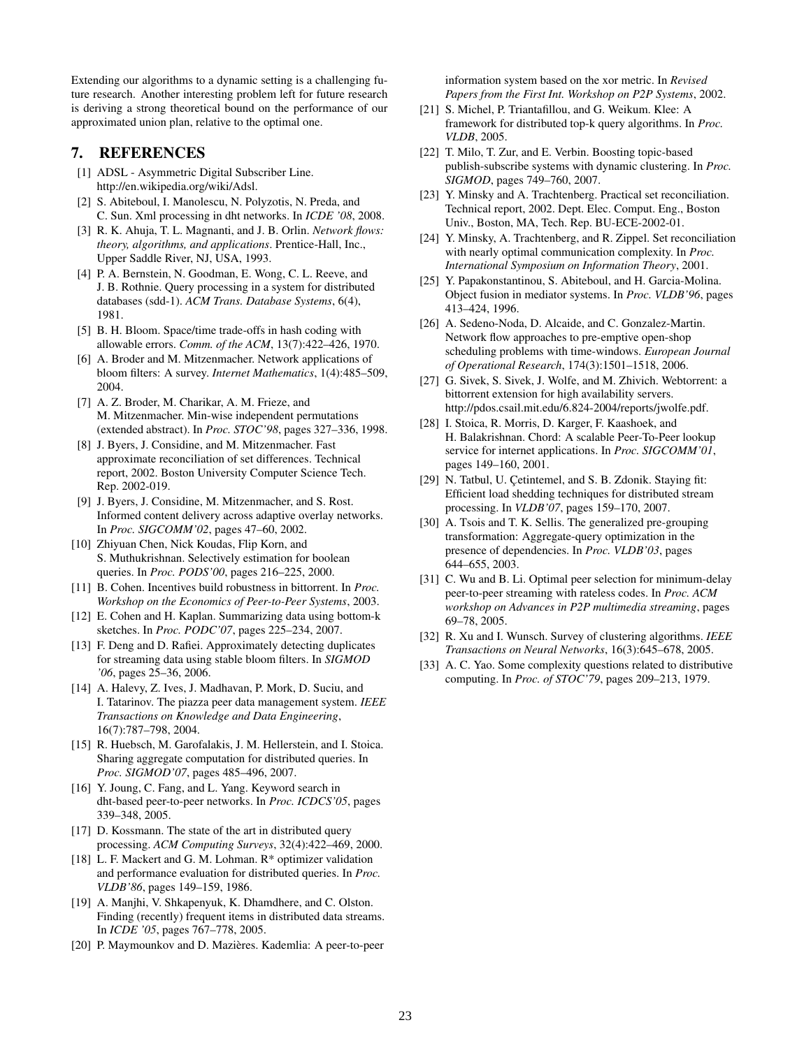Extending our algorithms to a dynamic setting is a challenging future research. Another interesting problem left for future research is deriving a strong theoretical bound on the performance of our approximated union plan, relative to the optimal one.

## 7. REFERENCES

- [1] ADSL - Asymmetric Digital Subscriber Line. http://en.wikipedia.org/wiki/Adsl.
- [2] S. Abiteboul, I. Manolescu, N. Polyzotis, N. Preda, and C. Sun. Xml processing in dht networks. In *ICDE '08*, 2008.
- [3] R. K. Ahuja, T. L. Magnanti, and J. B. Orlin. *Network flows: theory, algorithms, and applications*. Prentice-Hall, Inc., Upper Saddle River, NJ, USA, 1993.
- [4] P. A. Bernstein, N. Goodman, E. Wong, C. L. Reeve, and J. B. Rothnie. Query processing in a system for distributed databases (sdd-1). *ACM Trans. Database Systems*, 6(4), 1981.
- [5] B. H. Bloom. Space/time trade-offs in hash coding with allowable errors. *Comm. of the ACM*, 13(7):422–426, 1970.
- [6] A. Broder and M. Mitzenmacher. Network applications of bloom filters: A survey. *Internet Mathematics*, 1(4):485–509, 2004.
- [7] A. Z. Broder, M. Charikar, A. M. Frieze, and M. Mitzenmacher. Min-wise independent permutations (extended abstract). In *Proc. STOC'98*, pages 327–336, 1998.
- [8] J. Byers, J. Considine, and M. Mitzenmacher. Fast approximate reconciliation of set differences. Technical report, 2002. Boston University Computer Science Tech. Rep. 2002-019.
- [9] J. Byers, J. Considine, M. Mitzenmacher, and S. Rost. Informed content delivery across adaptive overlay networks. In *Proc. SIGCOMM'02*, pages 47–60, 2002.
- [10] Zhiyuan Chen, Nick Koudas, Flip Korn, and S. Muthukrishnan. Selectively estimation for boolean queries. In *Proc. PODS'00*, pages 216–225, 2000.
- [11] B. Cohen. Incentives build robustness in bittorrent. In *Proc. Workshop on the Economics of Peer-to-Peer Systems*, 2003.
- [12] E. Cohen and H. Kaplan. Summarizing data using bottom-k sketches. In *Proc. PODC'07*, pages 225–234, 2007.
- [13] F. Deng and D. Rafiei. Approximately detecting duplicates for streaming data using stable bloom filters. In *SIGMOD '06*, pages 25–36, 2006.
- [14] A. Halevy, Z. Ives, J. Madhavan, P. Mork, D. Suciu, and I. Tatarinov. The piazza peer data management system. *IEEE Transactions on Knowledge and Data Engineering*, 16(7):787–798, 2004.
- [15] R. Huebsch, M. Garofalakis, J. M. Hellerstein, and I. Stoica. Sharing aggregate computation for distributed queries. In *Proc. SIGMOD'07*, pages 485–496, 2007.
- [16] Y. Joung, C. Fang, and L. Yang. Keyword search in dht-based peer-to-peer networks. In *Proc. ICDCS'05*, pages 339–348, 2005.
- [17] D. Kossmann. The state of the art in distributed query processing. *ACM Computing Surveys*, 32(4):422–469, 2000.
- [18] L. F. Mackert and G. M. Lohman. R* optimizer validation and performance evaluation for distributed queries. In *Proc. VLDB'86*, pages 149–159, 1986.
- [19] A. Manjhi, V. Shkapenyuk, K. Dhamdhere, and C. Olston. Finding (recently) frequent items in distributed data streams. In *ICDE '05*, pages 767–778, 2005.
- [20] P. Maymounkov and D. Mazières. Kademlia: A peer-to-peer information system based on the xor metric. In *Revised Papers from the First Int. Workshop on P2P Systems*, 2002.
- [21] S. Michel, P. Triantafillou, and G. Weikum. Klee: A framework for distributed top-k query algorithms. In *Proc. VLDB*, 2005.
- [22] T. Milo, T. Zur, and E. Verbin. Boosting topic-based publish-subscribe systems with dynamic clustering. In *Proc. SIGMOD*, pages 749–760, 2007.
- [23] Y. Minsky and A. Trachtenberg. Practical set reconciliation. Technical report, 2002. Dept. Elec. Comput. Eng., Boston Univ., Boston, MA, Tech. Rep. BU-ECE-2002-01.
- [24] Y. Minsky, A. Trachtenberg, and R. Zippel. Set reconciliation with nearly optimal communication complexity. In *Proc. International Symposium on Information Theory*, 2001.
- [25] Y. Papakonstantinou, S. Abiteboul, and H. Garcia-Molina. Object fusion in mediator systems. In *Proc. VLDB'96*, pages 413–424, 1996.
- [26] A. Sedeno-Noda, D. Alcaide, and C. Gonzalez-Martin. Network flow approaches to pre-emptive open-shop scheduling problems with time-windows. *European Journal of Operational Research*, 174(3):1501–1518, 2006.
- [27] G. Sivek, S. Sivek, J. Wolfe, and M. Zhivich. Webtorrent: a bittorrent extension for high availability servers. http://pdos.csail.mit.edu/6.824-2004/reports/jwolfe.pdf.
- [28] I. Stoica, R. Morris, D. Karger, F. Kaashoek, and H. Balakrishnan. Chord: A scalable Peer-To-Peer lookup service for internet applications. In *Proc. SIGCOMM'01*, pages 149–160, 2001.
- [29] N. Tatbul, U. Çetintemel, and S. B. Zdonik. Staying fit: Efficient load shedding techniques for distributed stream processing. In *VLDB'07*, pages 159–170, 2007.
- [30] A. Tsois and T. K. Sellis. The generalized pre-grouping transformation: Aggregate-query optimization in the presence of dependencies. In *Proc. VLDB'03*, pages 644–655, 2003.
- [31] C. Wu and B. Li. Optimal peer selection for minimum-delay peer-to-peer streaming with rateless codes. In *Proc. ACM workshop on Advances in P2P multimedia streaming*, pages 69–78, 2005.
- [32] R. Xu and I. Wunsch. Survey of clustering algorithms. *IEEE Transactions on Neural Networks*, 16(3):645–678, 2005.
- [33] A. C. Yao. Some complexity questions related to distributive computing. In *Proc. of STOC'79*, pages 209–213, 1979.